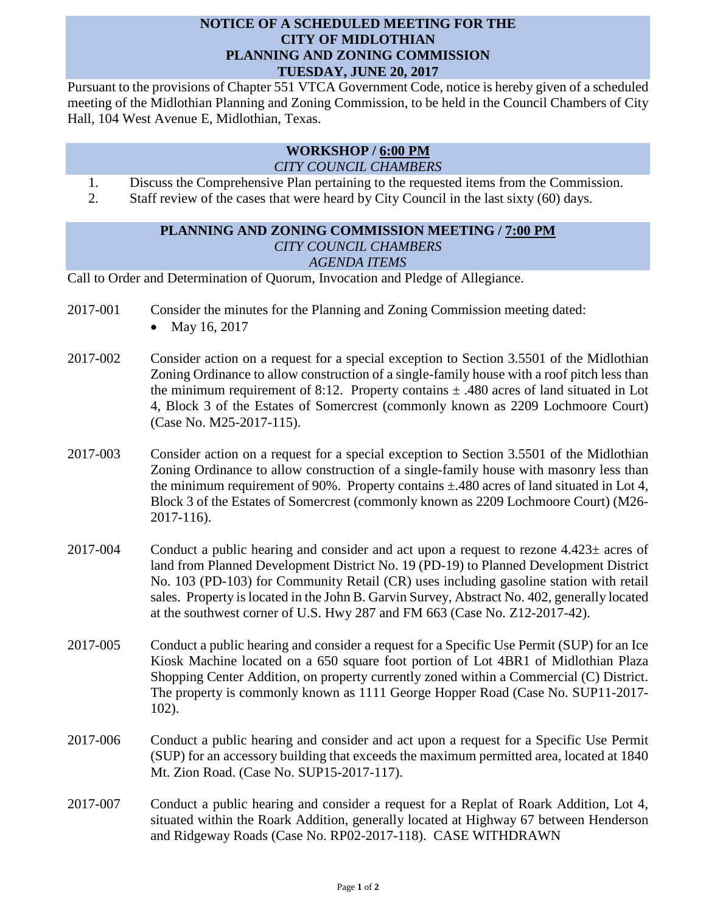# NOTICE OF A SCHEDULED MEETING FOR THE CITY OF MIDLOTHIAN PLANNING AND ZONING COMMISSION TUESDAY, JUNE 20, 2017

Pursuant to the provisions of Chapter 551 VTCA Government Code, notice is hereby given of a scheduled meeting of the Midlothian Planning and Zoning Commission, to be held in the Council Chambers of City Hall, 104 West Avenue E, Midlothian, Texas.

## WORKSHOP / 6:00 PM

*CITY COUNCIL CHAMBERS*

1. Discuss the Comprehensive Plan pertaining to the requested items from the Commission.
2. Staff review of the cases that were heard by City Council in the last sixty (60) days.

## PLANNING AND ZONING COMMISSION MEETING / 7:00 PM

*CITY COUNCIL CHAMBERS*

*AGENDA ITEMS*

Call to Order and Determination of Quorum, Invocation and Pledge of Allegiance.

2017-001 Consider the minutes for the Planning and Zoning Commission meeting dated:
- May 16, 2017

2017-002 Consider action on a request for a special exception to Section 3.5501 of the Midlothian Zoning Ordinance to allow construction of a single-family house with a roof pitch less than the minimum requirement of 8:12. Property contains ± .480 acres of land situated in Lot 4, Block 3 of the Estates of Somercrest (commonly known as 2209 Lochmoore Court) (Case No. M25-2017-115).

2017-003 Consider action on a request for a special exception to Section 3.5501 of the Midlothian Zoning Ordinance to allow construction of a single-family house with masonry less than the minimum requirement of 90%. Property contains ±.480 acres of land situated in Lot 4, Block 3 of the Estates of Somercrest (commonly known as 2209 Lochmoore Court) (M26-2017-116).

2017-004 Conduct a public hearing and consider and act upon a request to rezone 4.423± acres of land from Planned Development District No. 19 (PD-19) to Planned Development District No. 103 (PD-103) for Community Retail (CR) uses including gasoline station with retail sales. Property is located in the John B. Garvin Survey, Abstract No. 402, generally located at the southwest corner of U.S. Hwy 287 and FM 663 (Case No. Z12-2017-42).

2017-005 Conduct a public hearing and consider a request for a Specific Use Permit (SUP) for an Ice Kiosk Machine located on a 650 square foot portion of Lot 4BR1 of Midlothian Plaza Shopping Center Addition, on property currently zoned within a Commercial (C) District. The property is commonly known as 1111 George Hopper Road (Case No. SUP11-2017-102).

2017-006 Conduct a public hearing and consider and act upon a request for a Specific Use Permit (SUP) for an accessory building that exceeds the maximum permitted area, located at 1840 Mt. Zion Road. (Case No. SUP15-2017-117).

2017-007 Conduct a public hearing and consider a request for a Replat of Roark Addition, Lot 4, situated within the Roark Addition, generally located at Highway 67 between Henderson and Ridgeway Roads (Case No. RP02-2017-118). CASE WITHDRAWN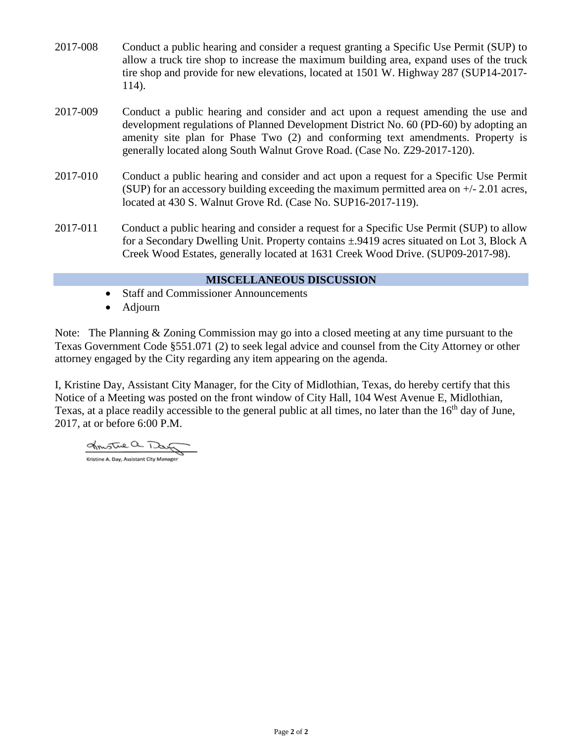2017-008 Conduct a public hearing and consider a request granting a Specific Use Permit (SUP) to allow a truck tire shop to increase the maximum building area, expand uses of the truck tire shop and provide for new elevations, located at 1501 W. Highway 287 (SUP14-2017-114).

2017-009 Conduct a public hearing and consider and act upon a request amending the use and development regulations of Planned Development District No. 60 (PD-60) by adopting an amenity site plan for Phase Two (2) and conforming text amendments. Property is generally located along South Walnut Grove Road. (Case No. Z29-2017-120).

2017-010 Conduct a public hearing and consider and act upon a request for a Specific Use Permit (SUP) for an accessory building exceeding the maximum permitted area on +/- 2.01 acres, located at 430 S. Walnut Grove Rd. (Case No. SUP16-2017-119).

2017-011 Conduct a public hearing and consider a request for a Specific Use Permit (SUP) to allow for a Secondary Dwelling Unit. Property contains ±.9419 acres situated on Lot 3, Block A Creek Wood Estates, generally located at 1631 Creek Wood Drive. (SUP09-2017-98).

## MISCELLANEOUS DISCUSSION

- Staff and Commissioner Announcements
- Adjourn

Note: The Planning & Zoning Commission may go into a closed meeting at any time pursuant to the Texas Government Code §551.071 (2) to seek legal advice and counsel from the City Attorney or other attorney engaged by the City regarding any item appearing on the agenda.

I, Kristine Day, Assistant City Manager, for the City of Midlothian, Texas, do hereby certify that this Notice of a Meeting was posted on the front window of City Hall, 104 West Avenue E, Midlothian, Texas, at a place readily accessible to the general public at all times, no later than the 16th day of June, 2017, at or before 6:00 P.M.

Kristine A. Day, Assistant City Manager